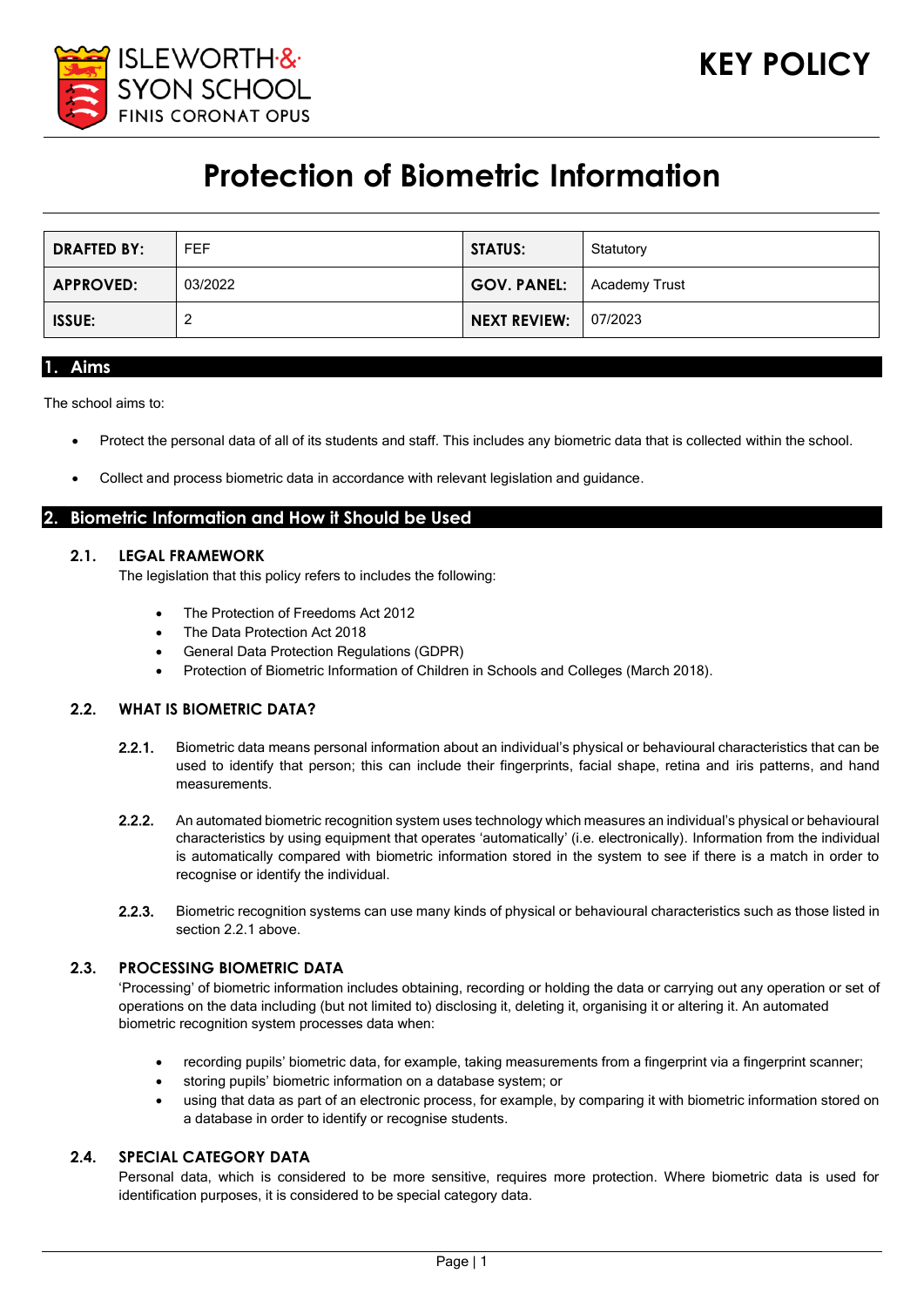ISLEWORTH & SYON SCHOOL
FINIS CORONAT OPUS

**KEY POLICY**

# Protection of Biometric Information

| DRAFTED BY: | FEF | STATUS: | Statutory |
|---|---|---|---|
| APPROVED: | 03/2022 | GOV. PANEL: | Academy Trust |
| ISSUE: | 2 | NEXT REVIEW: | 07/2023 |

## 1. Aims

The school aims to:

- Protect the personal data of all of its students and staff. This includes any biometric data that is collected within the school.
- Collect and process biometric data in accordance with relevant legislation and guidance.

## 2. Biometric Information and How it Should be Used

### 2.1. LEGAL FRAMEWORK

The legislation that this policy refers to includes the following:

- The Protection of Freedoms Act 2012
- The Data Protection Act 2018
- General Data Protection Regulations (GDPR)
- Protection of Biometric Information of Children in Schools and Colleges (March 2018).

### 2.2. WHAT IS BIOMETRIC DATA?

**2.2.1.** Biometric data means personal information about an individual's physical or behavioural characteristics that can be used to identify that person; this can include their fingerprints, facial shape, retina and iris patterns, and hand measurements.

**2.2.2.** An automated biometric recognition system uses technology which measures an individual's physical or behavioural characteristics by using equipment that operates 'automatically' (i.e. electronically). Information from the individual is automatically compared with biometric information stored in the system to see if there is a match in order to recognise or identify the individual.

**2.2.3.** Biometric recognition systems can use many kinds of physical or behavioural characteristics such as those listed in section 2.2.1 above.

### 2.3. PROCESSING BIOMETRIC DATA

'Processing' of biometric information includes obtaining, recording or holding the data or carrying out any operation or set of operations on the data including (but not limited to) disclosing it, deleting it, organising it or altering it. An automated biometric recognition system processes data when:

- recording pupils' biometric data, for example, taking measurements from a fingerprint via a fingerprint scanner;
- storing pupils' biometric information on a database system; or
- using that data as part of an electronic process, for example, by comparing it with biometric information stored on a database in order to identify or recognise students.

### 2.4. SPECIAL CATEGORY DATA

Personal data, which is considered to be more sensitive, requires more protection. Where biometric data is used for identification purposes, it is considered to be special category data.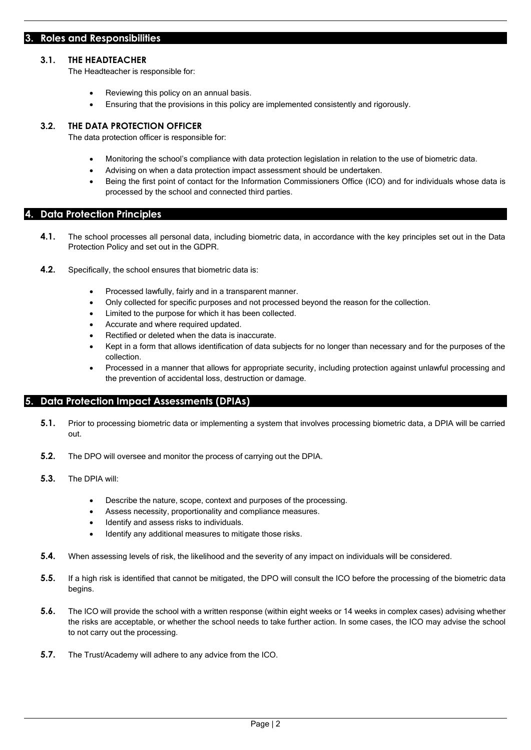## 3. Roles and Responsibilities

### 3.1. THE HEADTEACHER

The Headteacher is responsible for:

- Reviewing this policy on an annual basis.
- Ensuring that the provisions in this policy are implemented consistently and rigorously.

### 3.2. THE DATA PROTECTION OFFICER

The data protection officer is responsible for:

- Monitoring the school's compliance with data protection legislation in relation to the use of biometric data.
- Advising on when a data protection impact assessment should be undertaken.
- Being the first point of contact for the Information Commissioners Office (ICO) and for individuals whose data is processed by the school and connected third parties.

## 4. Data Protection Principles

**4.1.** The school processes all personal data, including biometric data, in accordance with the key principles set out in the Data Protection Policy and set out in the GDPR.

**4.2.** Specifically, the school ensures that biometric data is:

- Processed lawfully, fairly and in a transparent manner.
- Only collected for specific purposes and not processed beyond the reason for the collection.
- Limited to the purpose for which it has been collected.
- Accurate and where required updated.
- Rectified or deleted when the data is inaccurate.
- Kept in a form that allows identification of data subjects for no longer than necessary and for the purposes of the collection.
- Processed in a manner that allows for appropriate security, including protection against unlawful processing and the prevention of accidental loss, destruction or damage.

## 5. Data Protection Impact Assessments (DPIAs)

**5.1.** Prior to processing biometric data or implementing a system that involves processing biometric data, a DPIA will be carried out.

**5.2.** The DPO will oversee and monitor the process of carrying out the DPIA.

**5.3.** The DPIA will:

- Describe the nature, scope, context and purposes of the processing.
- Assess necessity, proportionality and compliance measures.
- Identify and assess risks to individuals.
- Identify any additional measures to mitigate those risks.

**5.4.** When assessing levels of risk, the likelihood and the severity of any impact on individuals will be considered.

**5.5.** If a high risk is identified that cannot be mitigated, the DPO will consult the ICO before the processing of the biometric data begins.

**5.6.** The ICO will provide the school with a written response (within eight weeks or 14 weeks in complex cases) advising whether the risks are acceptable, or whether the school needs to take further action. In some cases, the ICO may advise the school to not carry out the processing.

**5.7.** The Trust/Academy will adhere to any advice from the ICO.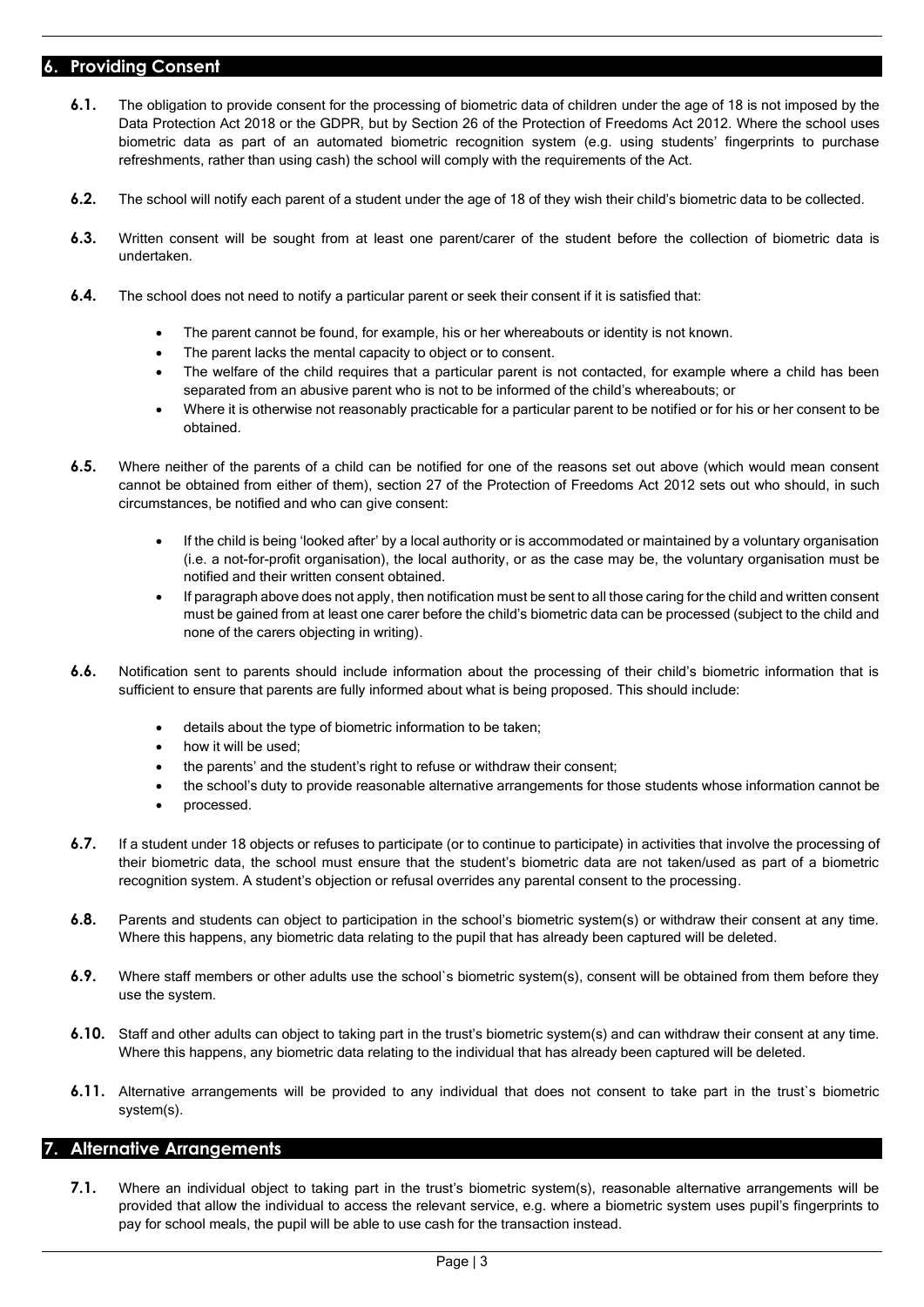## 6. Providing Consent

**6.1.** The obligation to provide consent for the processing of biometric data of children under the age of 18 is not imposed by the Data Protection Act 2018 or the GDPR, but by Section 26 of the Protection of Freedoms Act 2012. Where the school uses biometric data as part of an automated biometric recognition system (e.g. using students' fingerprints to purchase refreshments, rather than using cash) the school will comply with the requirements of the Act.

**6.2.** The school will notify each parent of a student under the age of 18 of they wish their child's biometric data to be collected.

**6.3.** Written consent will be sought from at least one parent/carer of the student before the collection of biometric data is undertaken.

**6.4.** The school does not need to notify a particular parent or seek their consent if it is satisfied that:

- The parent cannot be found, for example, his or her whereabouts or identity is not known.
- The parent lacks the mental capacity to object or to consent.
- The welfare of the child requires that a particular parent is not contacted, for example where a child has been separated from an abusive parent who is not to be informed of the child's whereabouts; or
- Where it is otherwise not reasonably practicable for a particular parent to be notified or for his or her consent to be obtained.

**6.5.** Where neither of the parents of a child can be notified for one of the reasons set out above (which would mean consent cannot be obtained from either of them), section 27 of the Protection of Freedoms Act 2012 sets out who should, in such circumstances, be notified and who can give consent:

- If the child is being 'looked after' by a local authority or is accommodated or maintained by a voluntary organisation (i.e. a not-for-profit organisation), the local authority, or as the case may be, the voluntary organisation must be notified and their written consent obtained.
- If paragraph above does not apply, then notification must be sent to all those caring for the child and written consent must be gained from at least one carer before the child's biometric data can be processed (subject to the child and none of the carers objecting in writing).

**6.6.** Notification sent to parents should include information about the processing of their child's biometric information that is sufficient to ensure that parents are fully informed about what is being proposed. This should include:

- details about the type of biometric information to be taken;
- how it will be used;
- the parents' and the student's right to refuse or withdraw their consent;
- the school's duty to provide reasonable alternative arrangements for those students whose information cannot be
- processed.

**6.7.** If a student under 18 objects or refuses to participate (or to continue to participate) in activities that involve the processing of their biometric data, the school must ensure that the student's biometric data are not taken/used as part of a biometric recognition system. A student's objection or refusal overrides any parental consent to the processing.

**6.8.** Parents and students can object to participation in the school's biometric system(s) or withdraw their consent at any time. Where this happens, any biometric data relating to the pupil that has already been captured will be deleted.

**6.9.** Where staff members or other adults use the school`s biometric system(s), consent will be obtained from them before they use the system.

**6.10.** Staff and other adults can object to taking part in the trust's biometric system(s) and can withdraw their consent at any time. Where this happens, any biometric data relating to the individual that has already been captured will be deleted.

**6.11.** Alternative arrangements will be provided to any individual that does not consent to take part in the trust`s biometric system(s).

## 7. Alternative Arrangements

**7.1.** Where an individual object to taking part in the trust's biometric system(s), reasonable alternative arrangements will be provided that allow the individual to access the relevant service, e.g. where a biometric system uses pupil's fingerprints to pay for school meals, the pupil will be able to use cash for the transaction instead.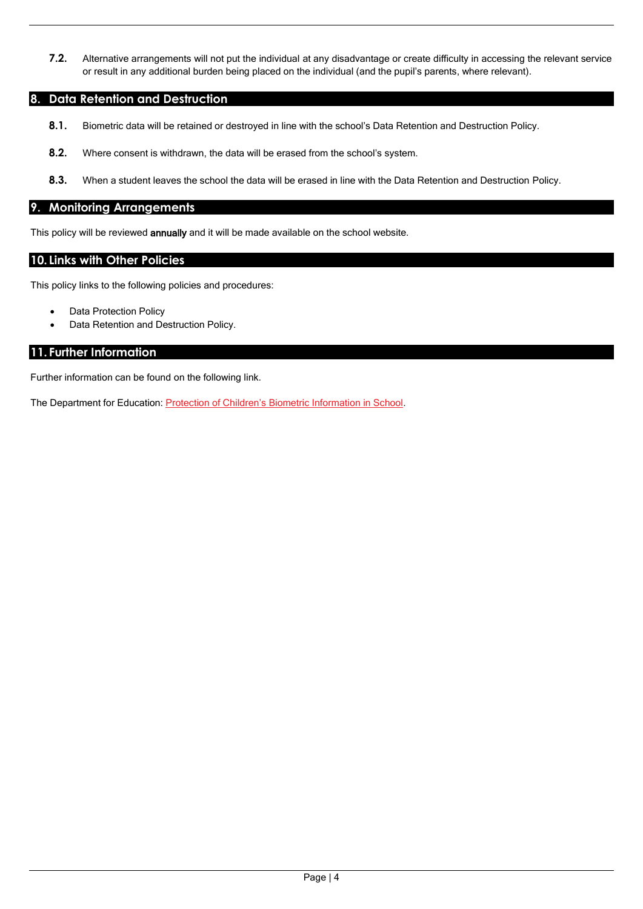**7.2.** Alternative arrangements will not put the individual at any disadvantage or create difficulty in accessing the relevant service or result in any additional burden being placed on the individual (and the pupil's parents, where relevant).

## 8. Data Retention and Destruction

**8.1.** Biometric data will be retained or destroyed in line with the school's Data Retention and Destruction Policy.

**8.2.** Where consent is withdrawn, the data will be erased from the school's system.

**8.3.** When a student leaves the school the data will be erased in line with the Data Retention and Destruction Policy.

## 9. Monitoring Arrangements

This policy will be reviewed **annually** and it will be made available on the school website.

## 10. Links with Other Policies

This policy links to the following policies and procedures:

- Data Protection Policy
- Data Retention and Destruction Policy.

## 11. Further Information

Further information can be found on the following link.

The Department for Education: Protection of Children's Biometric Information in School.